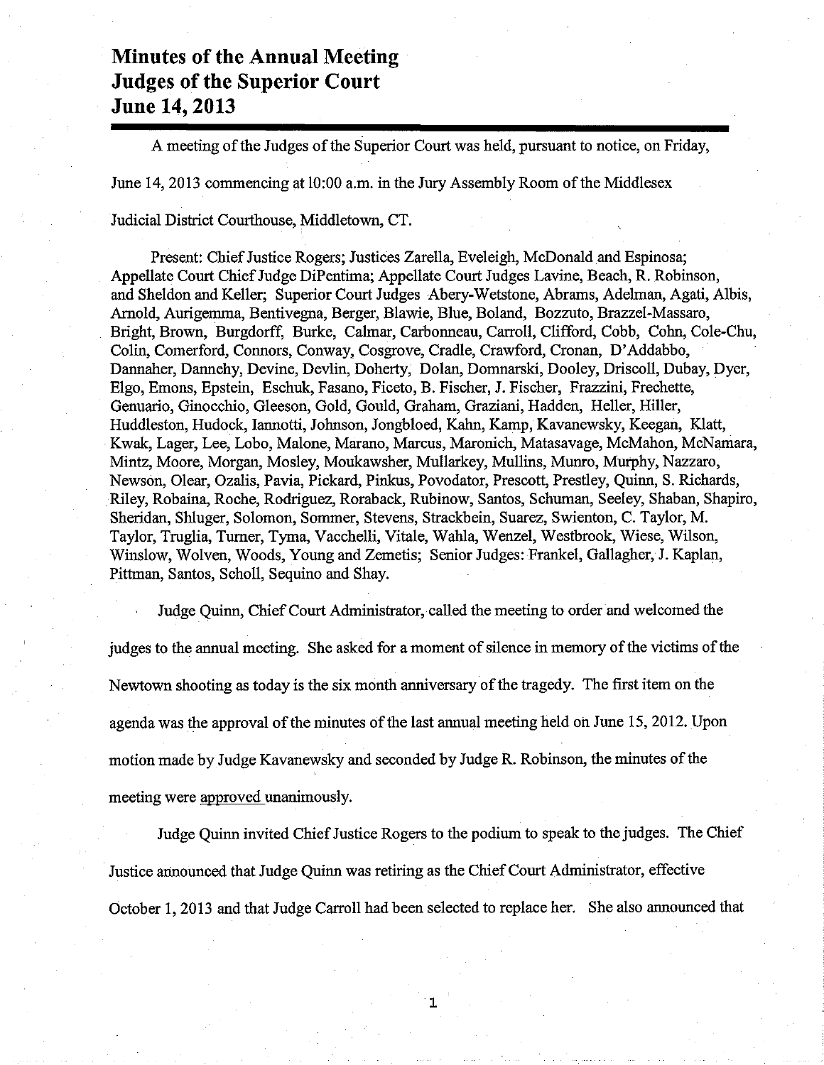# Minutes of the Annual Meeting
# Judges of the Superior Court
# June 14, 2013

A meeting of the Judges of the Superior Court was held, pursuant to notice, on Friday, June 14, 2013 commencing at 10:00 a.m. in the Jury Assembly Room of the Middlesex Judicial District Courthouse, Middletown, CT.

Present: Chief Justice Rogers; Justices Zarella, Eveleigh, McDonald and Espinosa; Appellate Court Chief Judge DiPentima; Appellate Court Judges Lavine, Beach, R. Robinson, and Sheldon and Keller; Superior Court Judges Abery-Wetstone, Abrams, Adelman, Agati, Albis, Arnold, Aurigemma, Bentivegna, Berger, Blawie, Blue, Boland, Bozzuto, Brazzel-Massaro, Bright, Brown, Burgdorff, Burke, Calmar, Carbonneau, Carroll, Clifford, Cobb, Cohn, Cole-Chu, Colin, Comerford, Connors, Conway, Cosgrove, Cradle, Crawford, Cronan, D'Addabbo, Dannaher, Dannehy, Devine, Devlin, Doherty, Dolan, Domnarski, Dooley, Driscoll, Dubay, Dyer, Elgo, Emons, Epstein, Eschuk, Fasano, Ficeto, B. Fischer, J. Fischer, Frazzini, Frechette, Genuario, Ginocchio, Gleeson, Gold, Gould, Graham, Graziani, Hadden, Heller, Hiller, Huddleston, Hudock, Iannotti, Johnson, Jongbloed, Kahn, Kamp, Kavanewsky, Keegan, Klatt, Kwak, Lager, Lee, Lobo, Malone, Marano, Marcus, Maronich, Matasavage, McMahon, McNamara, Mintz, Moore, Morgan, Mosley, Moukawsher, Mullarkey, Mullins, Munro, Murphy, Nazzaro, Newson, Olear, Ozalis, Pavia, Pickard, Pinkus, Povodator, Prescott, Prestley, Quinn, S. Richards, Riley, Robaina, Roche, Rodriguez, Roraback, Rubinow, Santos, Schuman, Seeley, Shaban, Shapiro, Sheridan, Shluger, Solomon, Sommer, Stevens, Strackbein, Suarez, Swienton, C. Taylor, M. Taylor, Truglia, Turner, Tyma, Vacchelli, Vitale, Wahla, Wenzel, Westbrook, Wiese, Wilson, Winslow, Wolven, Woods, Young and Zemetis; Senior Judges: Frankel, Gallagher, J. Kaplan, Pittman, Santos, Scholl, Sequino and Shay.

Judge Quinn, Chief Court Administrator, called the meeting to order and welcomed the judges to the annual meeting. She asked for a moment of silence in memory of the victims of the Newtown shooting as today is the six month anniversary of the tragedy. The first item on the agenda was the approval of the minutes of the last annual meeting held on June 15, 2012. Upon motion made by Judge Kavanewsky and seconded by Judge R. Robinson, the minutes of the meeting were approved unanimously.

Judge Quinn invited Chief Justice Rogers to the podium to speak to the judges. The Chief Justice announced that Judge Quinn was retiring as the Chief Court Administrator, effective October 1, 2013 and that Judge Carroll had been selected to replace her. She also announced that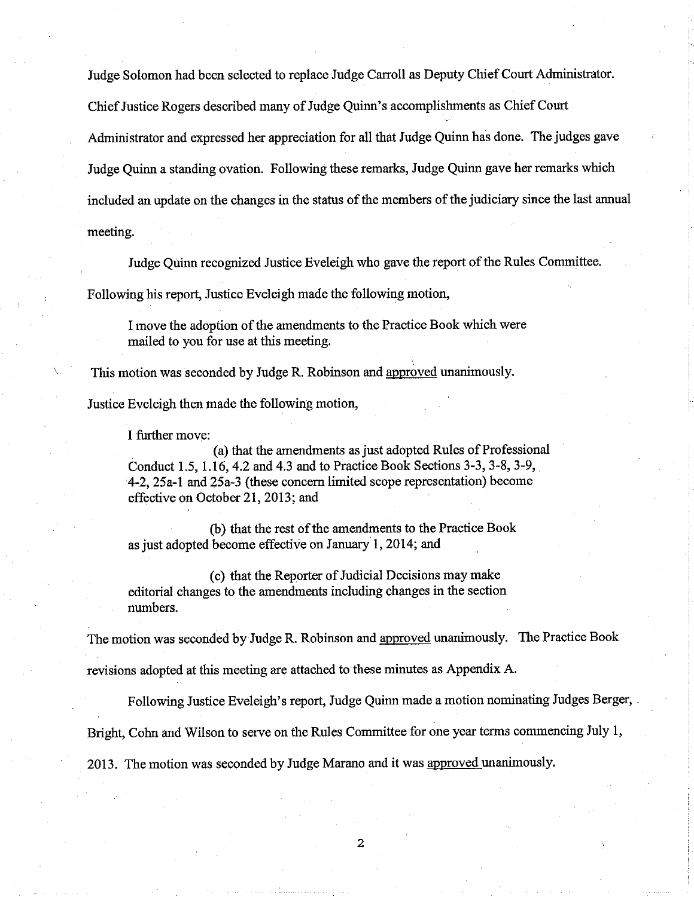Judge Solomon had been selected to replace Judge Carroll as Deputy Chief Court Administrator. Chief Justice Rogers described many of Judge Quinn's accomplishments as Chief Court Administrator and expressed her appreciation for all that Judge Quinn has done. The judges gave Judge Quinn a standing ovation. Following these remarks, Judge Quinn gave her remarks which included an update on the changes in the status of the members of the judiciary since the last annual meeting.

Judge Quinn recognized Justice Eveleigh who gave the report of the Rules Committee. Following his report, Justice Eveleigh made the following motion,

> I move the adoption of the amendments to the Practice Book which were mailed to you for use at this meeting.

This motion was seconded by Judge R. Robinson and approved unanimously.

Justice Eveleigh then made the following motion,

> I further move:
>
> (a) that the amendments as just adopted Rules of Professional Conduct 1.5, 1.16, 4.2 and 4.3 and to Practice Book Sections 3-3, 3-8, 3-9, 4-2, 25a-1 and 25a-3 (these concern limited scope representation) become effective on October 21, 2013; and
>
> (b) that the rest of the amendments to the Practice Book as just adopted become effective on January 1, 2014; and
>
> (c) that the Reporter of Judicial Decisions may make editorial changes to the amendments including changes in the section numbers.

The motion was seconded by Judge R. Robinson and approved unanimously. The Practice Book revisions adopted at this meeting are attached to these minutes as Appendix A.

Following Justice Eveleigh's report, Judge Quinn made a motion nominating Judges Berger, Bright, Cohn and Wilson to serve on the Rules Committee for one year terms commencing July 1, 2013. The motion was seconded by Judge Marano and it was approved unanimously.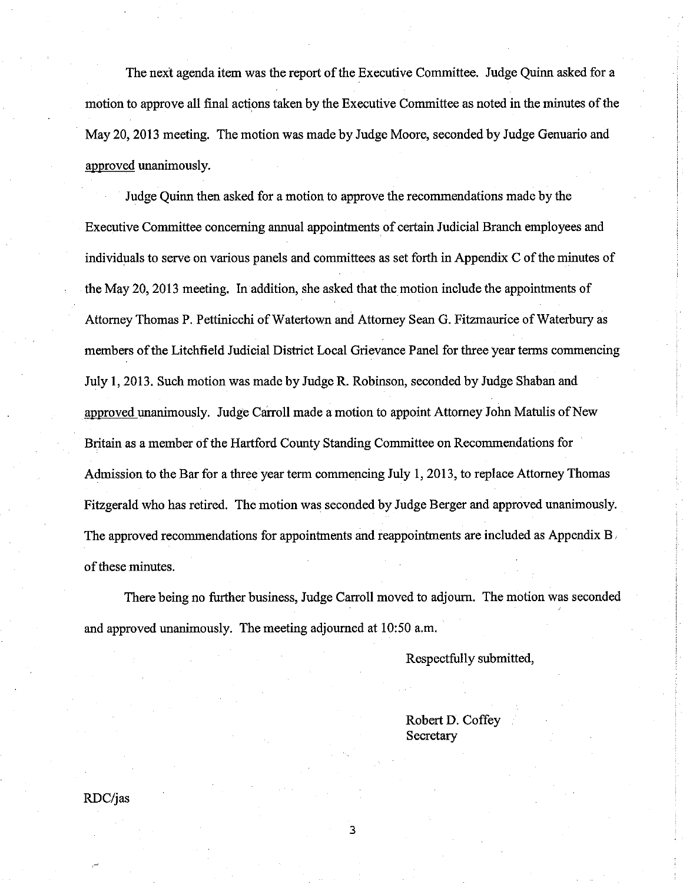The next agenda item was the report of the Executive Committee. Judge Quinn asked for a motion to approve all final actions taken by the Executive Committee as noted in the minutes of the May 20, 2013 meeting. The motion was made by Judge Moore, seconded by Judge Genuario and approved unanimously.

Judge Quinn then asked for a motion to approve the recommendations made by the Executive Committee concerning annual appointments of certain Judicial Branch employees and individuals to serve on various panels and committees as set forth in Appendix C of the minutes of the May 20, 2013 meeting. In addition, she asked that the motion include the appointments of Attorney Thomas P. Pettinicchi of Watertown and Attorney Sean G. Fitzmaurice of Waterbury as members of the Litchfield Judicial District Local Grievance Panel for three year terms commencing July 1, 2013. Such motion was made by Judge R. Robinson, seconded by Judge Shaban and approved unanimously. Judge Carroll made a motion to appoint Attorney John Matulis of New Britain as a member of the Hartford County Standing Committee on Recommendations for Admission to the Bar for a three year term commencing July 1, 2013, to replace Attorney Thomas Fitzgerald who has retired. The motion was seconded by Judge Berger and approved unanimously. The approved recommendations for appointments and reappointments are included as Appendix B of these minutes.

There being no further business, Judge Carroll moved to adjourn. The motion was seconded and approved unanimously. The meeting adjourned at 10:50 a.m.

Respectfully submitted,

Robert D. Coffey
Secretary

RDC/jas